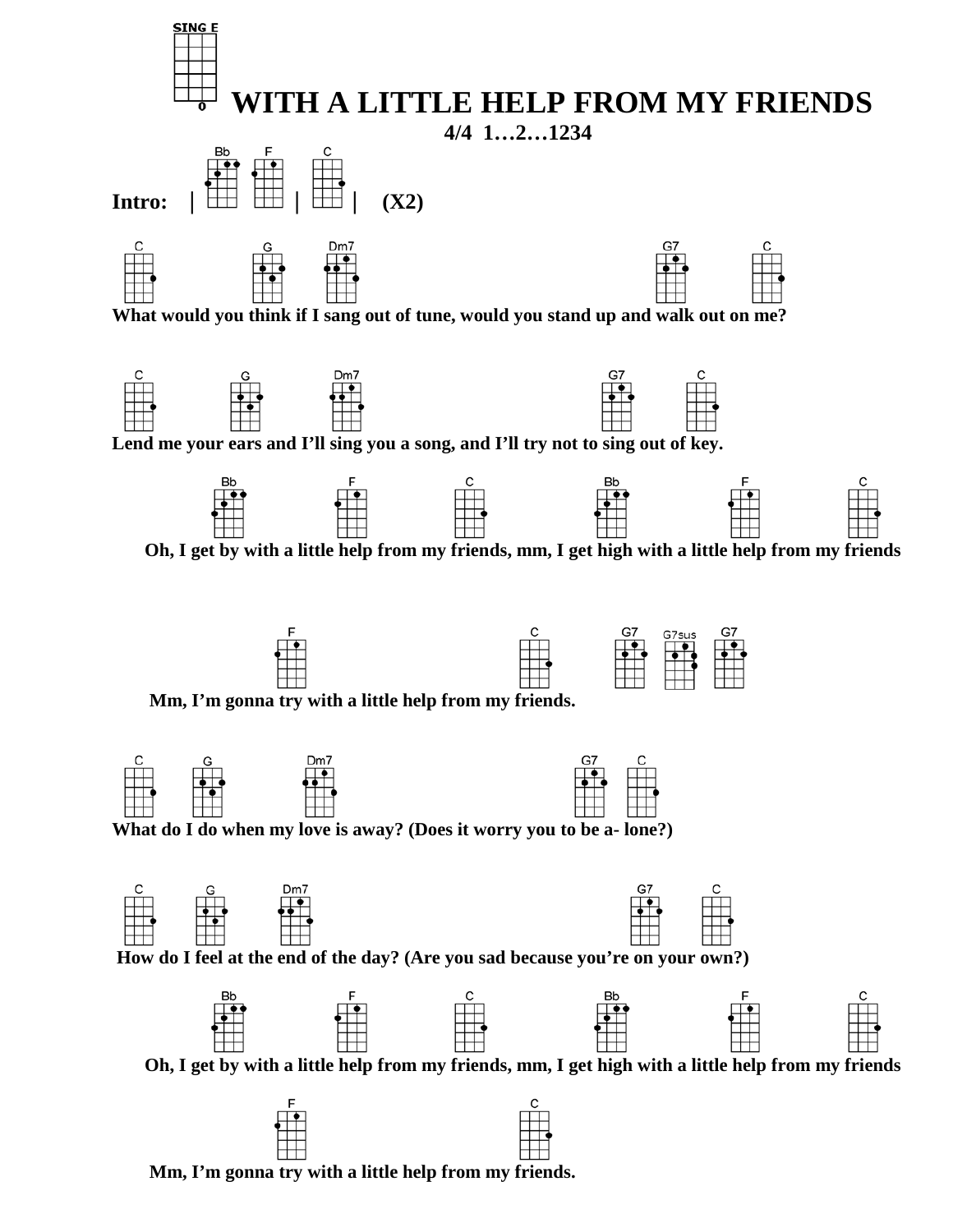

 **Mm, I'm gonna try with a little help from my friends.**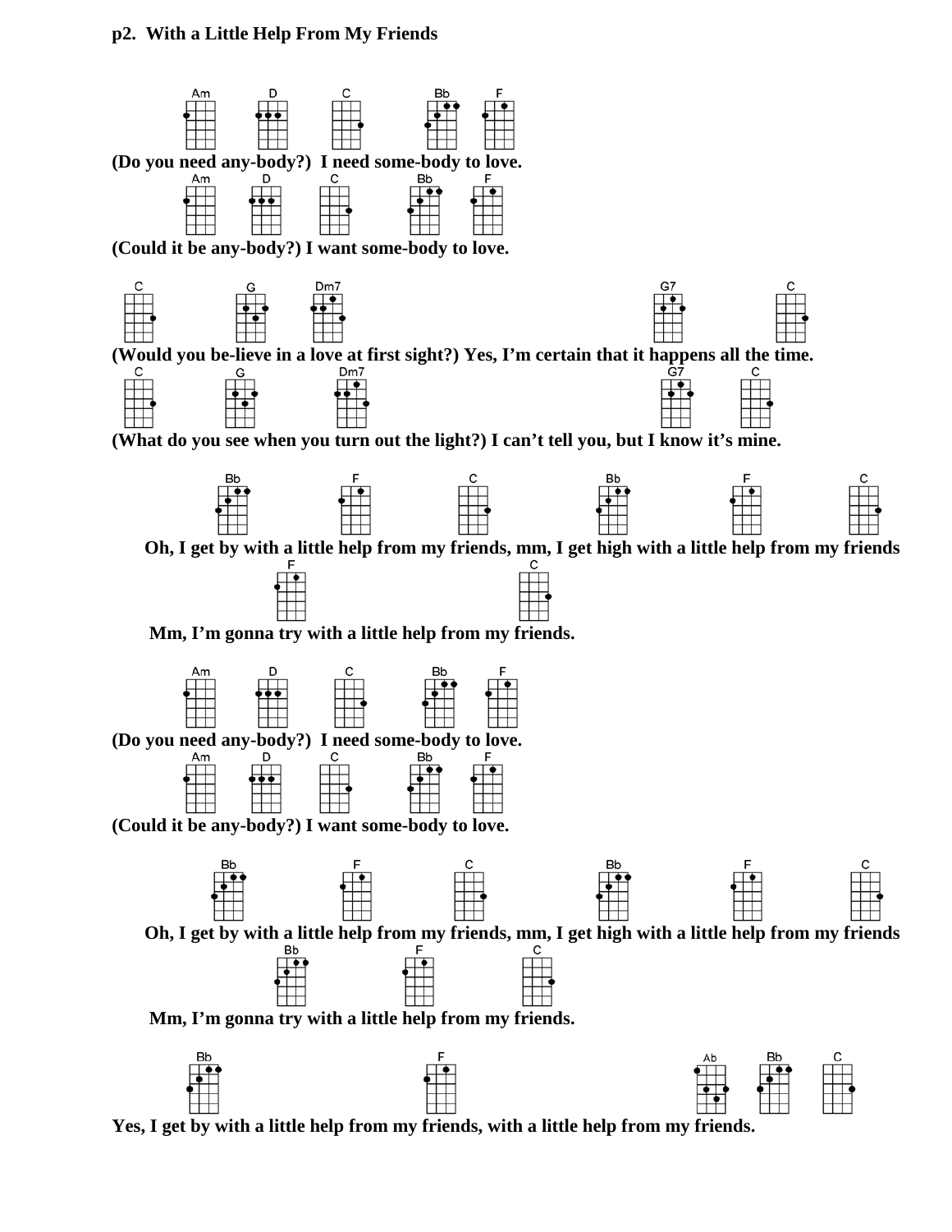## **p2. With a Little Help From My Friends**



 **Yes, I get by with a little help from my friends, with a little help from my friends.**